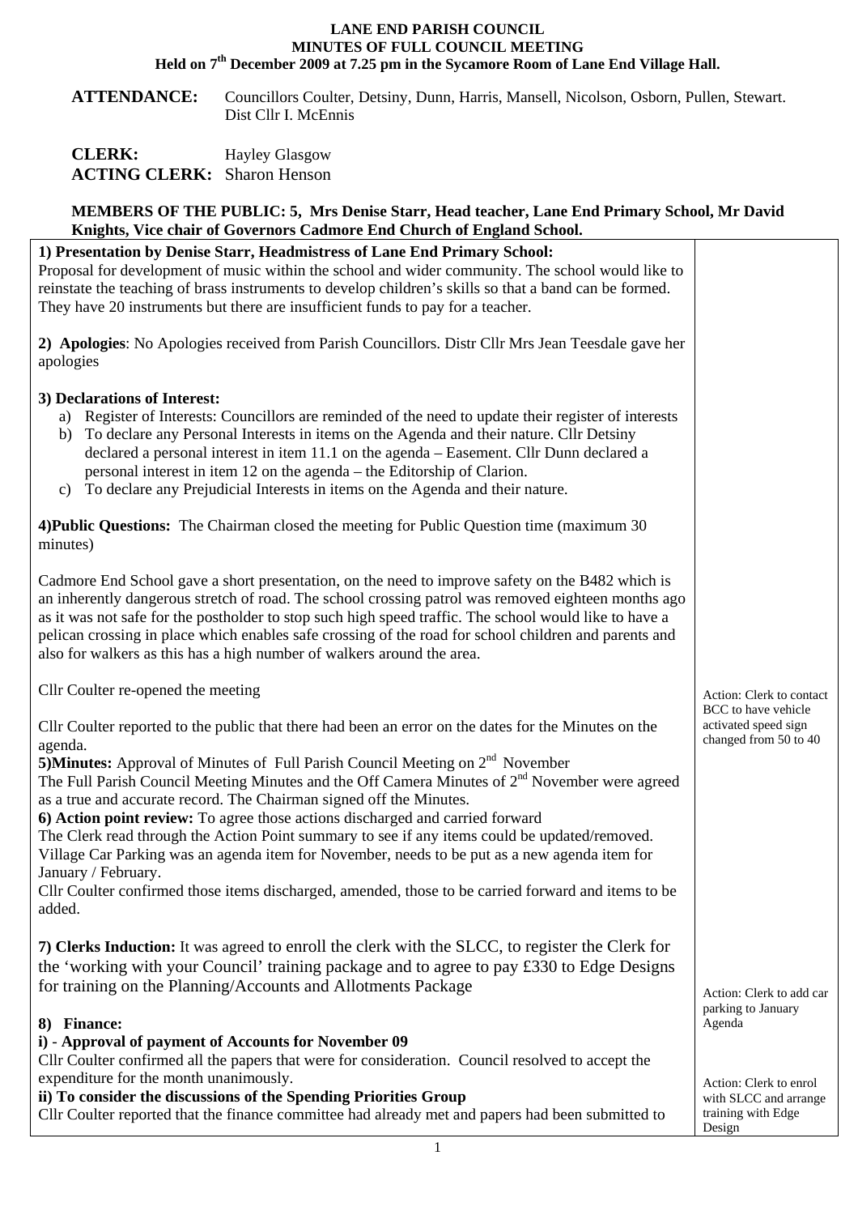**LANE END PARISH COUNCIL**
**MINUTES OF FULL COUNCIL MEETING**
**Held on 7th December 2009 at 7.25 pm in the Sycamore Room of Lane End Village Hall.**

**ATTENDANCE:** Councillors Coulter, Detsiny, Dunn, Harris, Mansell, Nicolson, Osborn, Pullen, Stewart. Dist Cllr I. McEnnis

**CLERK:** Hayley Glasgow
**ACTING CLERK:** Sharon Henson

**MEMBERS OF THE PUBLIC: 5, Mrs Denise Starr, Head teacher, Lane End Primary School, Mr David Knights, Vice chair of Governors Cadmore End Church of England School.**

**1) Presentation by Denise Starr, Headmistress of Lane End Primary School:**
Proposal for development of music within the school and wider community. The school would like to reinstate the teaching of brass instruments to develop children's skills so that a band can be formed. They have 20 instruments but there are insufficient funds to pay for a teacher.

**2) Apologies**: No Apologies received from Parish Councillors. Distr Cllr Mrs Jean Teesdale gave her apologies

**3) Declarations of Interest:**

a) Register of Interests: Councillors are reminded of the need to update their register of interests
b) To declare any Personal Interests in items on the Agenda and their nature. Cllr Detsiny declared a personal interest in item 11.1 on the agenda – Easement. Cllr Dunn declared a personal interest in item 12 on the agenda – the Editorship of Clarion.
c) To declare any Prejudicial Interests in items on the Agenda and their nature.

**4)Public Questions:** The Chairman closed the meeting for Public Question time (maximum 30 minutes)

Cadmore End School gave a short presentation, on the need to improve safety on the B482 which is an inherently dangerous stretch of road. The school crossing patrol was removed eighteen months ago as it was not safe for the postholder to stop such high speed traffic. The school would like to have a pelican crossing in place which enables safe crossing of the road for school children and parents and also for walkers as this has a high number of walkers around the area.

Cllr Coulter re-opened the meeting

*Action: Clerk to contact BCC to have vehicle activated speed sign changed from 50 to 40*

Cllr Coulter reported to the public that there had been an error on the dates for the Minutes on the agenda.

**5)Minutes:** Approval of Minutes of Full Parish Council Meeting on 2nd November
The Full Parish Council Meeting Minutes and the Off Camera Minutes of 2nd November were agreed as a true and accurate record. The Chairman signed off the Minutes.

**6) Action point review:** To agree those actions discharged and carried forward
The Clerk read through the Action Point summary to see if any items could be updated/removed. Village Car Parking was an agenda item for November, needs to be put as a new agenda item for January / February.
Cllr Coulter confirmed those items discharged, amended, those to be carried forward and items to be added.

**7) Clerks Induction:** It was agreed to enroll the clerk with the SLCC, to register the Clerk for the 'working with your Council' training package and to agree to pay £330 to Edge Designs for training on the Planning/Accounts and Allotments Package

*Action: Clerk to add car parking to January Agenda*

**8) Finance:**

**i) - Approval of payment of Accounts for November 09**
Cllr Coulter confirmed all the papers that were for consideration. Council resolved to accept the expenditure for the month unanimously.

*Action: Clerk to enrol with SLCC and arrange training with Edge Design*

**ii) To consider the discussions of the Spending Priorities Group**
Cllr Coulter reported that the finance committee had already met and papers had been submitted to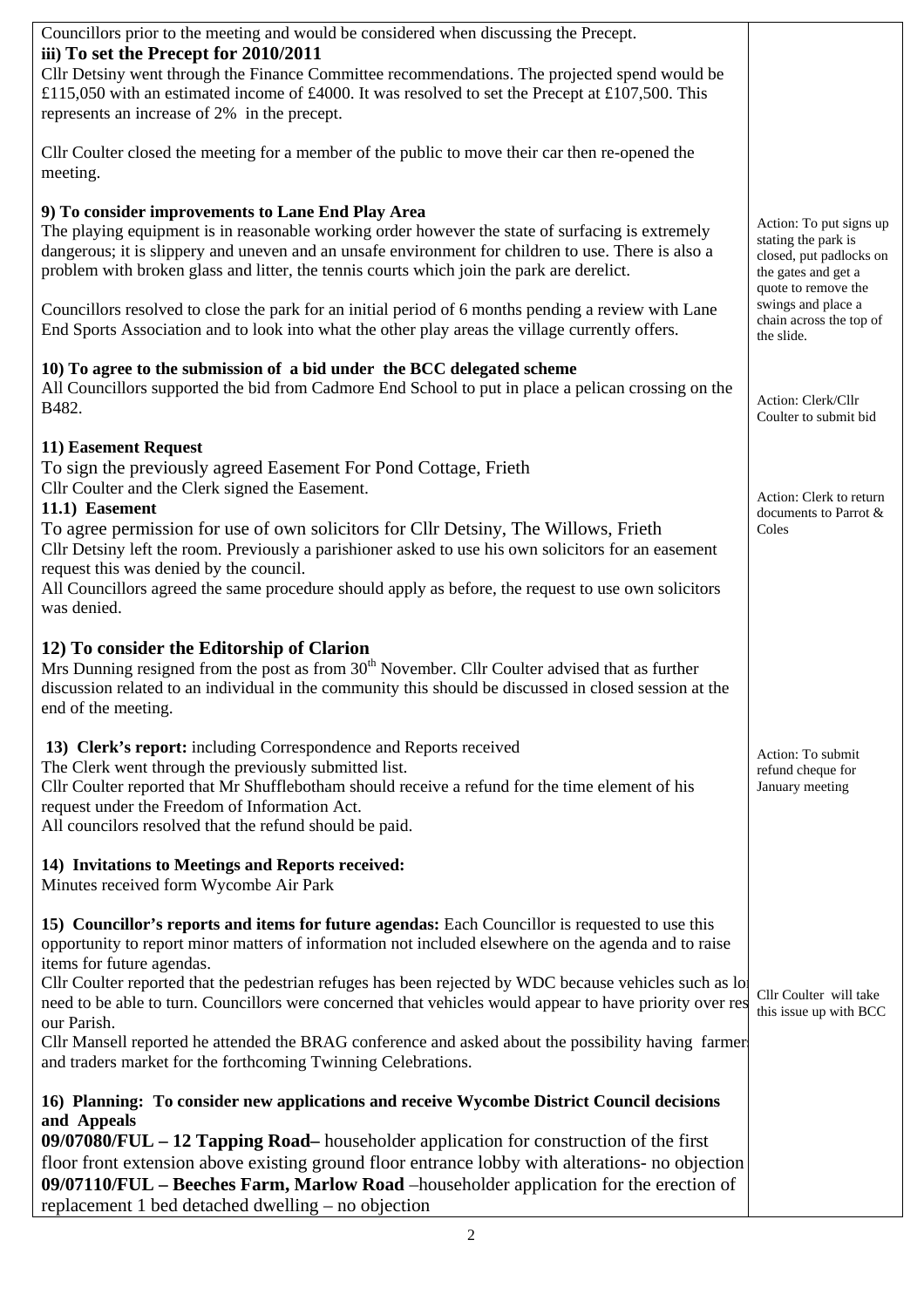| | |
|---|---|
| Councillors prior to the meeting and would be considered when discussing the Precept.<br>**iii) To set the Precept for 2010/2011**<br>Cllr Detsiny went through the Finance Committee recommendations. The projected spend would be £115,050 with an estimated income of £4000. It was resolved to set the Precept at £107,500. This represents an increase of 2% in the precept.<br><br>Cllr Coulter closed the meeting for a member of the public to move their car then re-opened the meeting. | |
| **9) To consider improvements to Lane End Play Area**<br>The playing equipment is in reasonable working order however the state of surfacing is extremely dangerous; it is slippery and uneven and an unsafe environment for children to use. There is also a problem with broken glass and litter, the tennis courts which join the park are derelict.<br><br>Councillors resolved to close the park for an initial period of 6 months pending a review with Lane End Sports Association and to look into what the other play areas the village currently offers. | Action: To put signs up stating the park is closed, put padlocks on the gates and get a quote to remove the swings and place a chain across the top of the slide. |
| **10) To agree to the submission of a bid under the BCC delegated scheme**<br>All Councillors supported the bid from Cadmore End School to put in place a pelican crossing on the B482. | Action: Clerk/Cllr Coulter to submit bid |
| **11) Easement Request**<br>To sign the previously agreed Easement For Pond Cottage, Frieth<br>Cllr Coulter and the Clerk signed the Easement.<br>**11.1) Easement**<br>To agree permission for use of own solicitors for Cllr Detsiny, The Willows, Frieth<br>Cllr Detsiny left the room. Previously a parishioner asked to use his own solicitors for an easement request this was denied by the council.<br>All Councillors agreed the same procedure should apply as before, the request to use own solicitors was denied. | Action: Clerk to return documents to Parrot & Coles |
| **12) To consider the Editorship of Clarion**<br>Mrs Dunning resigned from the post as from 30th November. Cllr Coulter advised that as further discussion related to an individual in the community this should be discussed in closed session at the end of the meeting. | |
| **13) Clerk's report:** including Correspondence and Reports received<br>The Clerk went through the previously submitted list.<br>Cllr Coulter reported that Mr Shufflebotham should receive a refund for the time element of his request under the Freedom of Information Act.<br>All councilors resolved that the refund should be paid. | Action: To submit refund cheque for January meeting |
| **14) Invitations to Meetings and Reports received:**<br>Minutes received form Wycombe Air Park | |
| **15) Councillor's reports and items for future agendas:** Each Councillor is requested to use this opportunity to report minor matters of information not included elsewhere on the agenda and to raise items for future agendas.<br>Cllr Coulter reported that the pedestrian refuges has been rejected by WDC because vehicles such as lo need to be able to turn. Councillors were concerned that vehicles would appear to have priority over res our Parish.<br>Cllr Mansell reported he attended the BRAG conference and asked about the possibility having farmer and traders market for the forthcoming Twinning Celebrations. | Cllr Coulter will take this issue up with BCC |
| **16) Planning: To consider new applications and receive Wycombe District Council decisions and Appeals**<br>**09/07080/FUL – 12 Tapping Road–** householder application for construction of the first floor front extension above existing ground floor entrance lobby with alterations- no objection<br>**09/07110/FUL – Beeches Farm, Marlow Road** –householder application for the erection of replacement 1 bed detached dwelling – no objection | |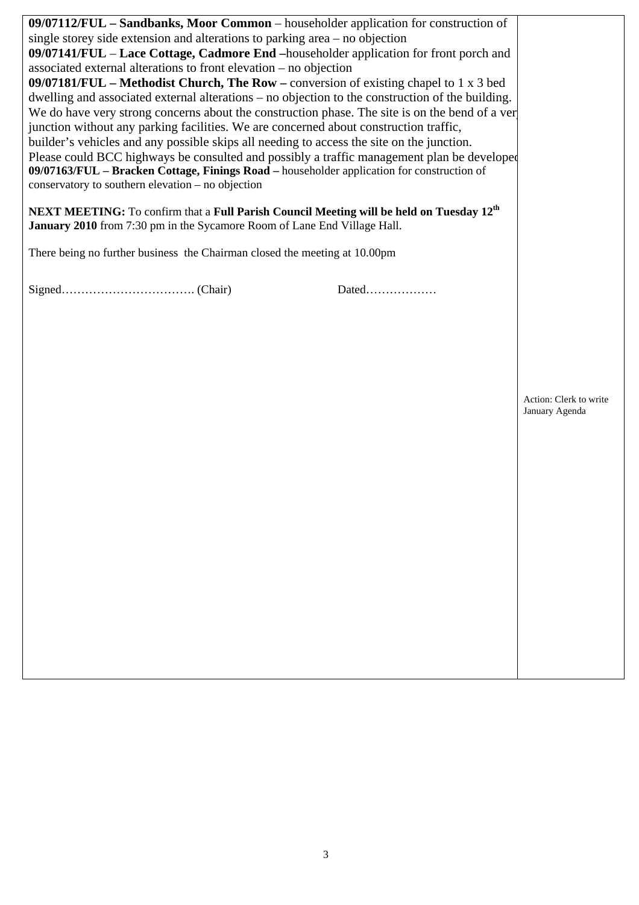**09/07112/FUL – Sandbanks, Moor Common** – householder application for construction of single storey side extension and alterations to parking area – no objection

**09/07141/FUL** – **Lace Cottage, Cadmore End** –householder application for front porch and associated external alterations to front elevation – no objection

**09/07181/FUL – Methodist Church, The Row –** conversion of existing chapel to 1 x 3 bed dwelling and associated external alterations – no objection to the construction of the building. We do have very strong concerns about the construction phase. The site is on the bend of a ver junction without any parking facilities. We are concerned about construction traffic, builder's vehicles and any possible skips all needing to access the site on the junction. Please could BCC highways be consulted and possibly a traffic management plan be develope

**09/07163/FUL – Bracken Cottage, Finings Road –** householder application for construction of conservatory to southern elevation – no objection

**NEXT MEETING:** To confirm that a **Full Parish Council Meeting will be held on Tuesday 12th January 2010** from 7:30 pm in the Sycamore Room of Lane End Village Hall.

There being no further business the Chairman closed the meeting at 10.00pm

Signed……………………………. (Chair)　　　　　　Dated………………

Action: Clerk to write January Agenda